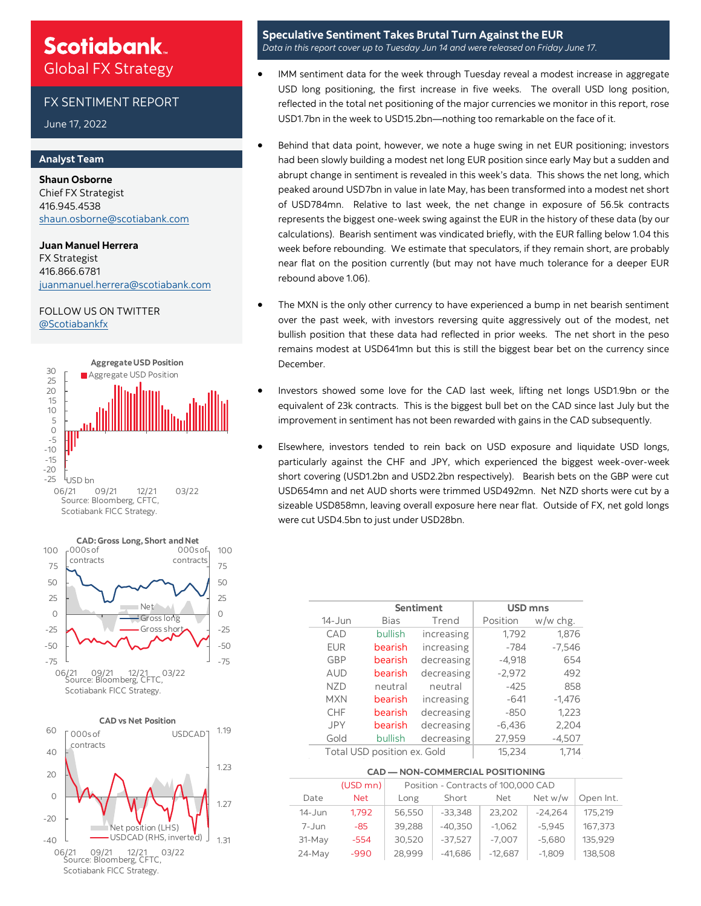# Scotiabank.

## Global FX Strategy

### FX SENTIMENT REPORT

June 17, 2022

### Analyst Team

**Shaun Osborne**
Chief FX Strategist
416.945.4538
shaun.osborne@scotiabank.com

**Juan Manuel Herrera**
FX Strategist
416.866.6781
juanmanuel.herrera@scotiabank.com

FOLLOW US ON TWITTER
@Scotiabankfx

**Aggregate USD Position**

Source: Bloomberg, CFTC, Scotiabank FICC Strategy.

**CAD: Gross Long, Short and Net**

Source: Bloomberg, CFTC, Scotiabank FICC Strategy.

**CAD vs Net Position**

Source: Bloomberg, CFTC, Scotiabank FICC Strategy.

## Speculative Sentiment Takes Brutal Turn Against the EUR

*Data in this report cover up to Tuesday Jun 14 and were released on Friday June 17.*

- IMM sentiment data for the week through Tuesday reveal a modest increase in aggregate USD long positioning, the first increase in five weeks. The overall USD long position, reflected in the total net positioning of the major currencies we monitor in this report, rose USD1.7bn in the week to USD15.2bn—nothing too remarkable on the face of it.
- Behind that data point, however, we note a huge swing in net EUR positioning; investors had been slowly building a modest net long EUR position since early May but a sudden and abrupt change in sentiment is revealed in this week's data. This shows the net long, which peaked around USD7bn in value in late May, has been transformed into a modest net short of USD784mn. Relative to last week, the net change in exposure of 56.5k contracts represents the biggest one-week swing against the EUR in the history of these data (by our calculations). Bearish sentiment was vindicated briefly, with the EUR falling below 1.04 this week before rebounding. We estimate that speculators, if they remain short, are probably near flat on the position currently (but may not have much tolerance for a deeper EUR rebound above 1.06).
- The MXN is the only other currency to have experienced a bump in net bearish sentiment over the past week, with investors reversing quite aggressively out of the modest, net bullish position that these data had reflected in prior weeks. The net short in the peso remains modest at USD641mn but this is still the biggest bear bet on the currency since December.
- Investors showed some love for the CAD last week, lifting net longs USD1.9bn or the equivalent of 23k contracts. This is the biggest bull bet on the CAD since last July but the improvement in sentiment has not been rewarded with gains in the CAD subsequently.
- Elsewhere, investors tended to rein back on USD exposure and liquidate USD longs, particularly against the CHF and JPY, which experienced the biggest week-over-week short covering (USD1.2bn and USD2.2bn respectively). Bearish bets on the GBP were cut USD654mn and net AUD shorts were trimmed USD492mn. Net NZD shorts were cut by a sizeable USD858mn, leaving overall exposure here near flat. Outside of FX, net gold longs were cut USD4.5bn to just under USD28bn.

| | Sentiment | | USD mns | |
|---|---|---|---|---|
| 14-Jun | Bias | Trend | Position | w/w chg. |
| CAD | bullish | increasing | 1,792 | 1,876 |
| EUR | bearish | increasing | -784 | -7,546 |
| GBP | bearish | decreasing | -4,918 | 654 |
| AUD | bearish | decreasing | -2,972 | 492 |
| NZD | neutral | neutral | -425 | 858 |
| MXN | bearish | increasing | -641 | -1,476 |
| CHF | bearish | decreasing | -850 | 1,223 |
| JPY | bearish | decreasing | -6,436 | 2,204 |
| Gold | bullish | decreasing | 27,959 | -4,507 |
| Total USD position ex. Gold | | | 15,234 | 1,714 |

**CAD — NON-COMMERCIAL POSITIONING**

| | (USD mn) | Position - Contracts of 100,000 CAD | | | | |
|---|---|---|---|---|---|---|
| Date | Net | Long | Short | Net | Net w/w | Open Int. |
| 14-Jun | 1,792 | 56,550 | -33,348 | 23,202 | -24,264 | 175,219 |
| 7-Jun | -85 | 39,288 | -40,350 | -1,062 | -5,945 | 167,373 |
| 31-May | -554 | 30,520 | -37,527 | -7,007 | -5,680 | 135,929 |
| 24-May | -990 | 28,999 | -41,686 | -12,687 | -1,809 | 138,508 |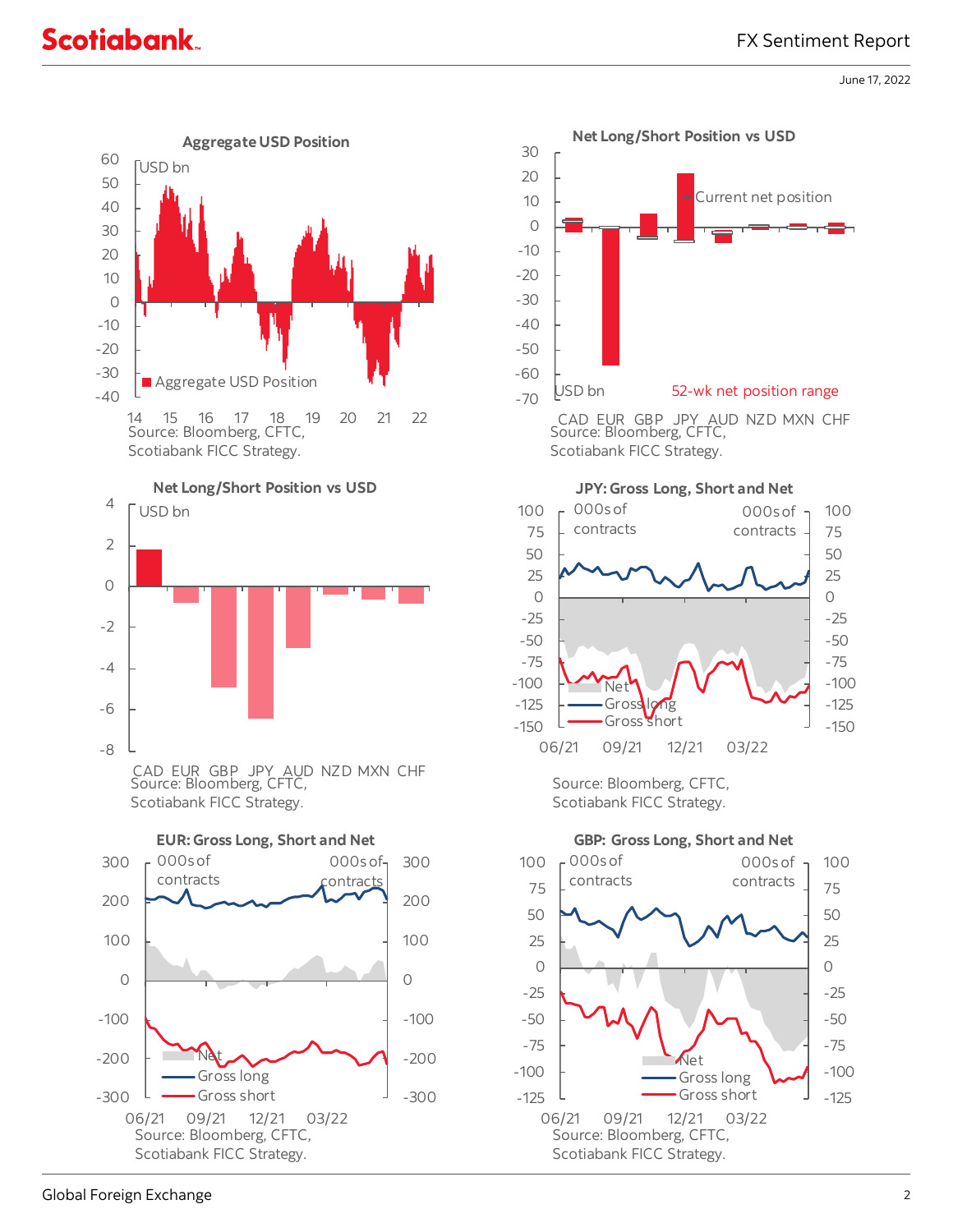**Aggregate USD Position**

USD bn

Aggregate USD Position

Source: Bloomberg, CFTC, Scotiabank FICC Strategy.

**Net Long/Short Position vs USD**

USD bn

Current net position

52-wk net position range

Source: Bloomberg, CFTC, Scotiabank FICC Strategy.

**Net Long/Short Position vs USD**

USD bn

Source: Bloomberg, CFTC, Scotiabank FICC Strategy.

**JPY: Gross Long, Short and Net**

000s of contracts

Net
Gross long
Gross short

Source: Bloomberg, CFTC, Scotiabank FICC Strategy.

**EUR: Gross Long, Short and Net**

000s of contracts

Net
Gross long
Gross short

Source: Bloomberg, CFTC, Scotiabank FICC Strategy.

**GBP: Gross Long, Short and Net**

000s of contracts

Net
Gross long
Gross short

Source: Bloomberg, CFTC, Scotiabank FICC Strategy.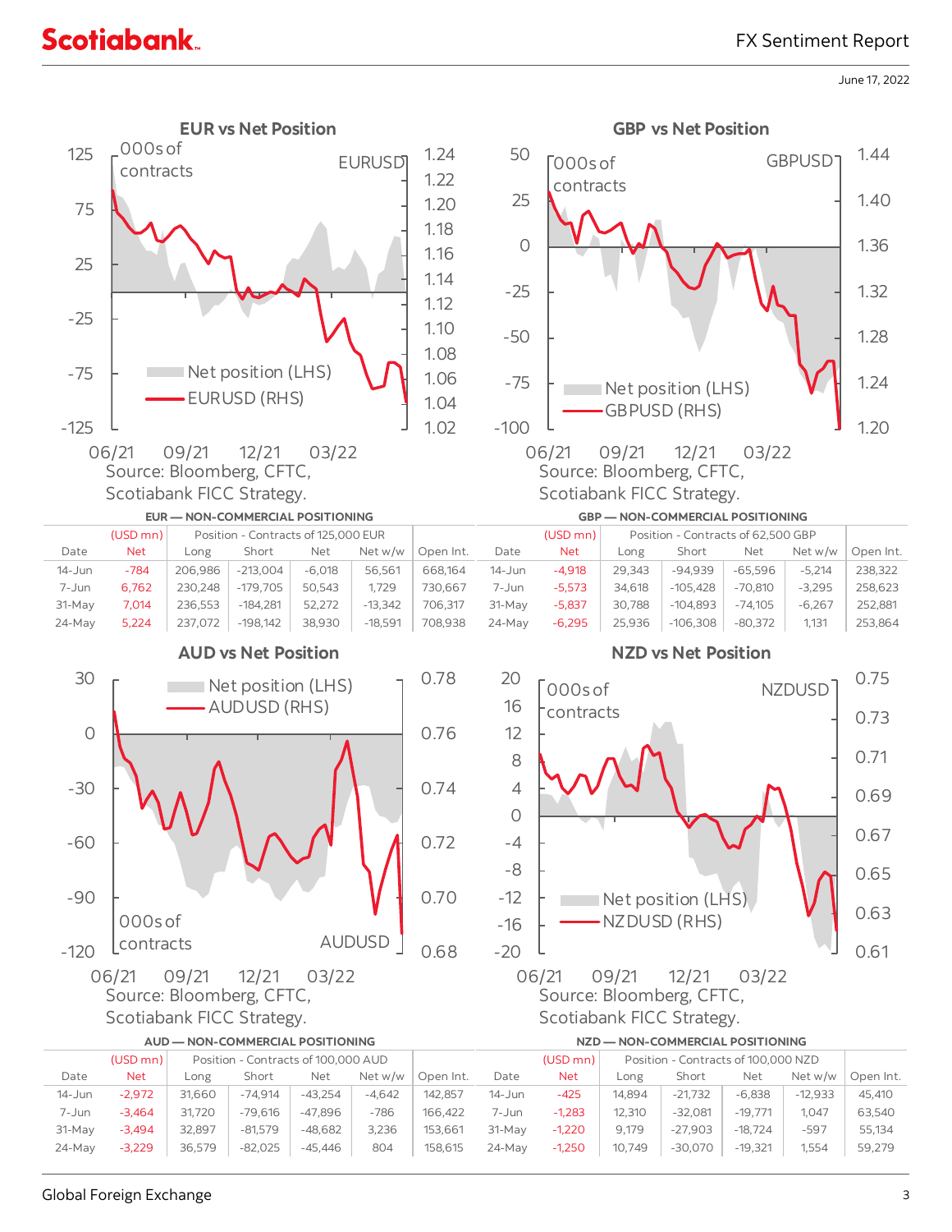June 17, 2022

## EUR vs Net Position

000s of contracts | EURUSD

Net position (LHS)
EURUSD (RHS)

Source: Bloomberg, CFTC, Scotiabank FICC Strategy.

## GBP vs Net Position

000s of contracts | GBPUSD

Net position (LHS)
GBPUSD (RHS)

Source: Bloomberg, CFTC, Scotiabank FICC Strategy.

**EUR — NON-COMMERCIAL POSITIONING**

| Date | (USD mn) Net | Position - Contracts of 125,000 EUR | | | | Open Int. |
|---|---|---|---|---|---|---|
| | | Long | Short | Net | Net w/w | |
| 14-Jun | -784 | 206,986 | -213,004 | -6,018 | 56,561 | 668,164 |
| 7-Jun | 6,762 | 230,248 | -179,705 | 50,543 | 1,729 | 730,667 |
| 31-May | 7,014 | 236,553 | -184,281 | 52,272 | -13,342 | 706,317 |
| 24-May | 5,224 | 237,072 | -198,142 | 38,930 | -18,591 | 708,938 |

**GBP — NON-COMMERCIAL POSITIONING**

| Date | (USD mn) Net | Position - Contracts of 62,500 GBP | | | | Open Int. |
|---|---|---|---|---|---|---|
| | | Long | Short | Net | Net w/w | |
| 14-Jun | -4,918 | 29,343 | -94,939 | -65,596 | -5,214 | 238,322 |
| 7-Jun | -5,573 | 34,618 | -105,428 | -70,810 | -3,295 | 258,623 |
| 31-May | -5,837 | 30,788 | -104,893 | -74,105 | -6,267 | 252,881 |
| 24-May | -6,295 | 25,936 | -106,308 | -80,372 | 1,131 | 253,864 |

## AUD vs Net Position

Net position (LHS)
AUDUSD (RHS)

000s of contracts | AUDUSD

Source: Bloomberg, CFTC, Scotiabank FICC Strategy.

## NZD vs Net Position

000s of contracts | NZDUSD

Net position (LHS)
NZDUSD (RHS)

Source: Bloomberg, CFTC, Scotiabank FICC Strategy.

**AUD — NON-COMMERCIAL POSITIONING**

| Date | (USD mn) Net | Position - Contracts of 100,000 AUD | | | | Open Int. |
|---|---|---|---|---|---|---|
| | | Long | Short | Net | Net w/w | |
| 14-Jun | -2,972 | 31,660 | -74,914 | -43,254 | -4,642 | 142,857 |
| 7-Jun | -3,464 | 31,720 | -79,616 | -47,896 | -786 | 166,422 |
| 31-May | -3,494 | 32,897 | -81,579 | -48,682 | 3,236 | 153,661 |
| 24-May | -3,229 | 36,579 | -82,025 | -45,446 | 804 | 158,615 |

**NZD — NON-COMMERCIAL POSITIONING**

| Date | (USD mn) Net | Position - Contracts of 100,000 NZD | | | | Open Int. |
|---|---|---|---|---|---|---|
| | | Long | Short | Net | Net w/w | |
| 14-Jun | -425 | 14,894 | -21,732 | -6,838 | -12,933 | 45,410 |
| 7-Jun | -1,283 | 12,310 | -32,081 | -19,771 | 1,047 | 63,540 |
| 31-May | -1,220 | 9,179 | -27,903 | -18,724 | -597 | 55,134 |
| 24-May | -1,250 | 10,749 | -30,070 | -19,321 | 1,554 | 59,279 |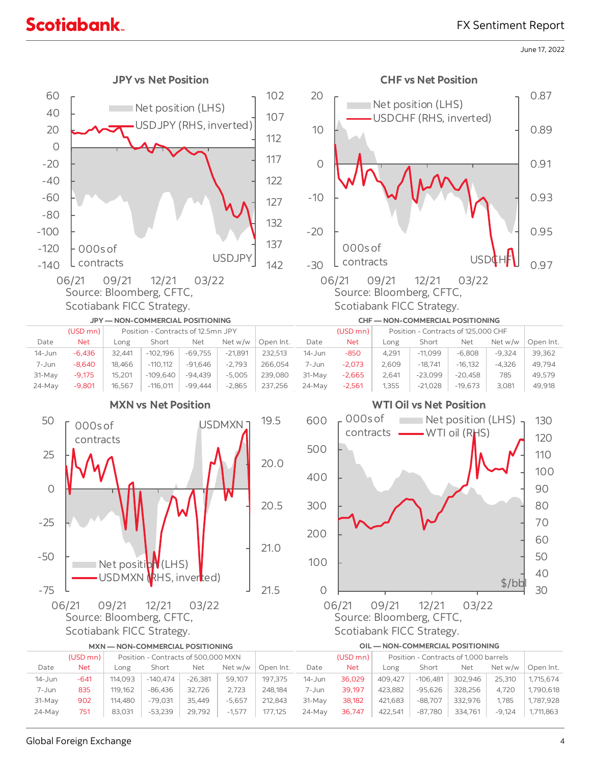### JPY vs Net Position

Source: Bloomberg, CFTC, Scotiabank FICC Strategy.

### CHF vs Net Position

Source: Bloomberg, CFTC, Scotiabank FICC Strategy.

**JPY — NON-COMMERCIAL POSITIONING**

| | (USD mn) | Position - Contracts of 12.5mn JPY | | | | |
|---|---|---|---|---|---|---|
| Date | Net | Long | Short | Net | Net w/w | Open Int. |
| 14-Jun | -6,436 | 32,441 | -102,196 | -69,755 | -21,891 | 232,513 |
| 7-Jun | -8,640 | 18,466 | -110,112 | -91,646 | -2,793 | 266,054 |
| 31-May | -9,175 | 15,201 | -109,640 | -94,439 | -5,005 | 239,080 |
| 24-May | -9,801 | 16,567 | -116,011 | -99,444 | -2,865 | 237,256 |

**CHF — NON-COMMERCIAL POSITIONING**

| | (USD mn) | Position - Contracts of 125,000 CHF | | | | |
|---|---|---|---|---|---|---|
| Date | Net | Long | Short | Net | Net w/w | Open Int. |
| 14-Jun | -850 | 4,291 | -11,099 | -6,808 | -9,324 | 39,362 |
| 7-Jun | -2,073 | 2,609 | -18,741 | -16,132 | -4,326 | 49,794 |
| 31-May | -2,665 | 2,641 | -23,099 | -20,458 | 785 | 49,579 |
| 24-May | -2,561 | 1,355 | -21,028 | -19,673 | 3,081 | 49,918 |

### MXN vs Net Position

Source: Bloomberg, CFTC, Scotiabank FICC Strategy.

### WTI Oil vs Net Position

Source: Bloomberg, CFTC, Scotiabank FICC Strategy.

**MXN — NON-COMMERCIAL POSITIONING**

| | (USD mn) | Position - Contracts of 500,000 MXN | | | | |
|---|---|---|---|---|---|---|
| Date | Net | Long | Short | Net | Net w/w | Open Int. |
| 14-Jun | -641 | 114,093 | -140,474 | -26,381 | 59,107 | 197,375 |
| 7-Jun | 835 | 119,162 | -86,436 | 32,726 | 2,723 | 248,184 |
| 31-May | 902 | 114,480 | -79,031 | 35,449 | -5,657 | 212,843 |
| 24-May | 751 | 83,031 | -53,239 | 29,792 | -1,577 | 177,125 |

**OIL — NON-COMMERCIAL POSITIONING**

| | (USD mn) | Position - Contracts of 1,000 barrels | | | | |
|---|---|---|---|---|---|---|
| Date | Net | Long | Short | Net | Net w/w | Open Int. |
| 14-Jun | 36,029 | 409,427 | -106,481 | 302,946 | 25,310 | 1,715,674 |
| 7-Jun | 39,197 | 423,882 | -95,626 | 328,256 | 4,720 | 1,790,618 |
| 31-May | 38,182 | 421,683 | -88,707 | 332,976 | 1,785 | 1,787,928 |
| 24-May | 36,747 | 422,541 | -87,780 | 334,761 | -9,124 | 1,711,863 |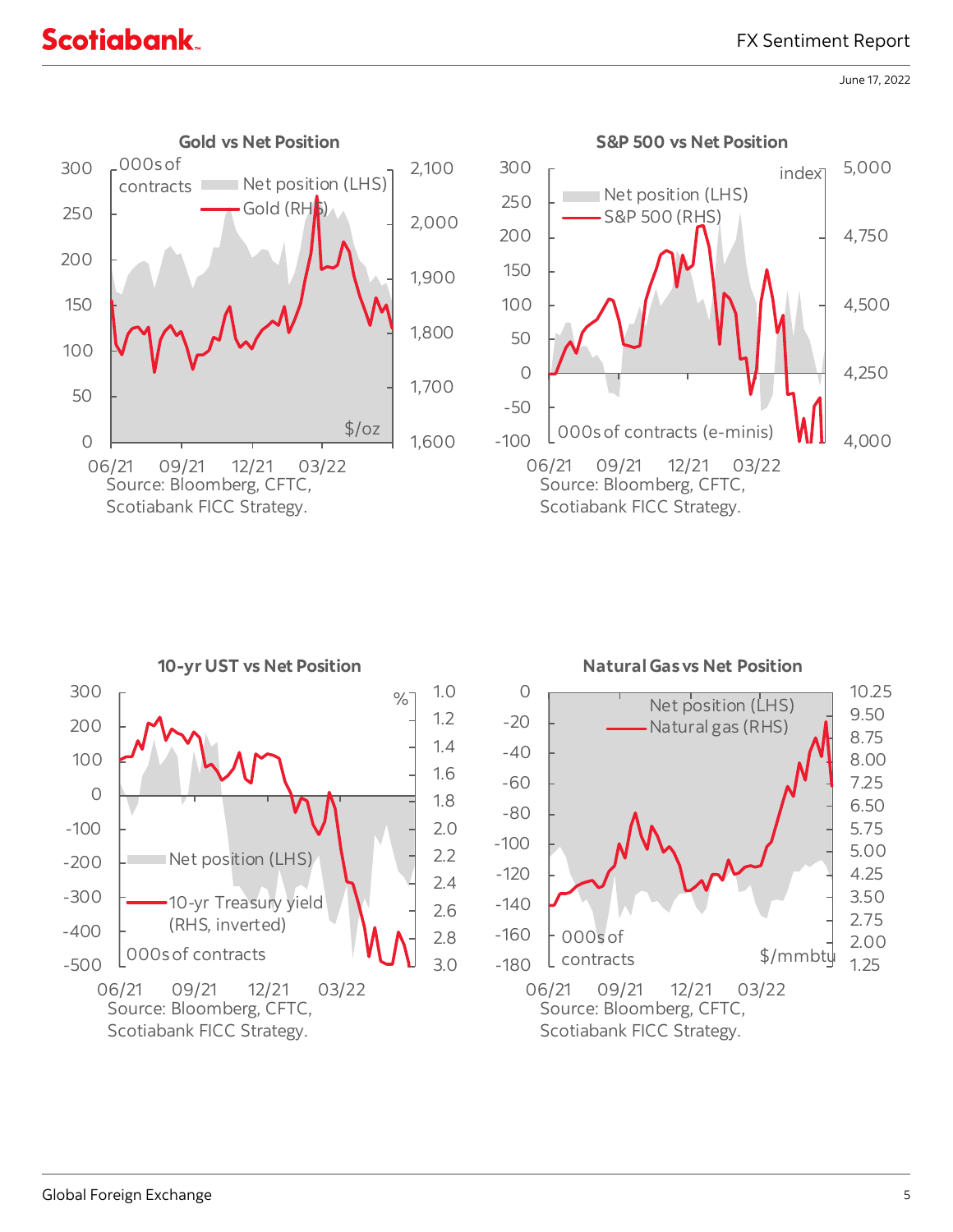### Gold vs Net Position

000s of contracts

Net position (LHS)

Gold (RHS)

$/oz

Source: Bloomberg, CFTC, Scotiabank FICC Strategy.

### S&P 500 vs Net Position

index

Net position (LHS)

S&P 500 (RHS)

000s of contracts (e-minis)

Source: Bloomberg, CFTC, Scotiabank FICC Strategy.

### 10-yr UST vs Net Position

%

Net position (LHS)

10-yr Treasury yield (RHS, inverted)

000s of contracts

Source: Bloomberg, CFTC, Scotiabank FICC Strategy.

### Natural Gas vs Net Position

Net position (LHS)

Natural gas (RHS)

000s of contracts

$/mmbtu

Source: Bloomberg, CFTC, Scotiabank FICC Strategy.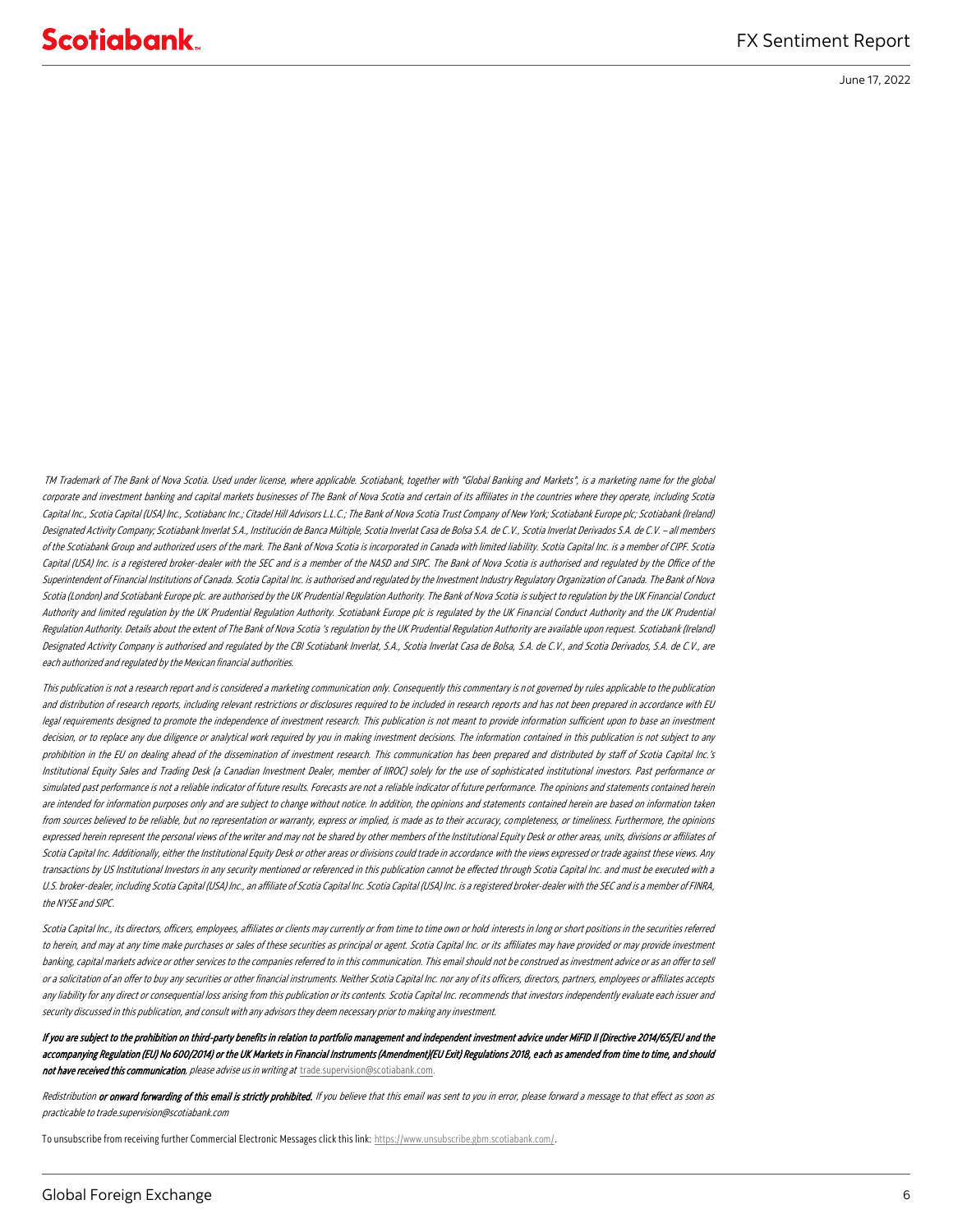*TM Trademark of The Bank of Nova Scotia. Used under license, where applicable. Scotiabank, together with "Global Banking and Markets", is a marketing name for the global corporate and investment banking and capital markets businesses of The Bank of Nova Scotia and certain of its affiliates in the countries where they operate, including Scotia Capital Inc., Scotia Capital (USA) Inc., Scotiabanc Inc.; Citadel Hill Advisors L.L.C.; The Bank of Nova Scotia Trust Company of New York; Scotiabank Europe plc; Scotiabank (Ireland) Designated Activity Company; Scotiabank Inverlat S.A., Institución de Banca Múltiple, Scotia Inverlat Casa de Bolsa S.A. de C.V., Scotia Inverlat Derivados S.A. de C.V. – all members of the Scotiabank Group and authorized users of the mark. The Bank of Nova Scotia is incorporated in Canada with limited liability. Scotia Capital Inc. is a member of CIPF. Scotia Capital (USA) Inc. is a registered broker-dealer with the SEC and is a member of the NASD and SIPC. The Bank of Nova Scotia is authorised and regulated by the Office of the Superintendent of Financial Institutions of Canada. Scotia Capital Inc. is authorised and regulated by the Investment Industry Regulatory Organization of Canada. The Bank of Nova Scotia (London) and Scotiabank Europe plc. are authorised by the UK Prudential Regulation Authority. The Bank of Nova Scotia is subject to regulation by the UK Financial Conduct Authority and limited regulation by the UK Prudential Regulation Authority. Scotiabank Europe plc is regulated by the UK Financial Conduct Authority and the UK Prudential Regulation Authority. Details about the extent of The Bank of Nova Scotia 's regulation by the UK Prudential Regulation Authority are available upon request. Scotiabank (Ireland) Designated Activity Company is authorised and regulated by the CBI Scotiabank Inverlat, S.A., Scotia Inverlat Casa de Bolsa, S.A. de C.V., and Scotia Derivados, S.A. de C.V., are each authorized and regulated by the Mexican financial authorities.*

*This publication is not a research report and is considered a marketing communication only. Consequently this commentary is not governed by rules applicable to the publication and distribution of research reports, including relevant restrictions or disclosures required to be included in research reports and has not been prepared in accordance with EU legal requirements designed to promote the independence of investment research. This publication is not meant to provide information sufficient upon to base an investment decision, or to replace any due diligence or analytical work required by you in making investment decisions. The information contained in this publication is not subject to any prohibition in the EU on dealing ahead of the dissemination of investment research. This communication has been prepared and distributed by staff of Scotia Capital Inc.'s Institutional Equity Sales and Trading Desk (a Canadian Investment Dealer, member of IIROC) solely for the use of sophisticated institutional investors. Past performance or simulated past performance is not a reliable indicator of future results. Forecasts are not a reliable indicator of future performance. The opinions and statements contained herein are intended for information purposes only and are subject to change without notice. In addition, the opinions and statements contained herein are based on information taken from sources believed to be reliable, but no representation or warranty, express or implied, is made as to their accuracy, completeness, or timeliness. Furthermore, the opinions expressed herein represent the personal views of the writer and may not be shared by other members of the Institutional Equity Desk or other areas, units, divisions or affiliates of Scotia Capital Inc. Additionally, either the Institutional Equity Desk or other areas or divisions could trade in accordance with the views expressed or trade against these views. Any transactions by US Institutional Investors in any security mentioned or referenced in this publication cannot be effected through Scotia Capital Inc. and must be executed with a U.S. broker-dealer, including Scotia Capital (USA) Inc., an affiliate of Scotia Capital Inc. Scotia Capital (USA) Inc. is a registered broker-dealer with the SEC and is a member of FINRA, the NYSE and SIPC.*

*Scotia Capital Inc., its directors, officers, employees, affiliates or clients may currently or from time to time own or hold interests in long or short positions in the securities referred to herein, and may at any time make purchases or sales of these securities as principal or agent. Scotia Capital Inc. or its affiliates may have provided or may provide investment banking, capital markets advice or other services to the companies referred to in this communication. This email should not be construed as investment advice or as an offer to sell or a solicitation of an offer to buy any securities or other financial instruments. Neither Scotia Capital Inc. nor any of its officers, directors, partners, employees or affiliates accepts any liability for any direct or consequential loss arising from this publication or its contents. Scotia Capital Inc. recommends that investors independently evaluate each issuer and security discussed in this publication, and consult with any advisors they deem necessary prior to making any investment.*

***If you are subject to the prohibition on third-party benefits in relation to portfolio management and independent investment advice under MiFID II (Directive 2014/65/EU and the accompanying Regulation (EU) No 600/2014) or the UK Markets in Financial Instruments (Amendment)(EU Exit) Regulations 2018, each as amended from time to time, and should not have received this communication**, please advise us in writing at trade.supervision@scotiabank.com.*

*Redistribution **or onward forwarding of this email is strictly prohibited.** If you believe that this email was sent to you in error, please forward a message to that effect as soon as practicable to trade.supervision@scotiabank.com*

To unsubscribe from receiving further Commercial Electronic Messages click this link: https://www.unsubscribe.gbm.scotiabank.com/.